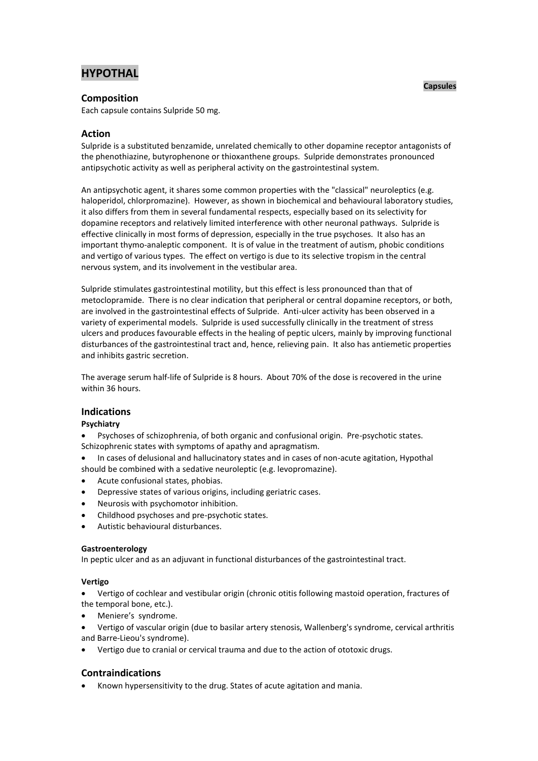# HYPOTHAL

**Capsules**

## Composition

Each capsule contains Sulpride 50 mg.

## Action

Sulpride is a substituted benzamide, unrelated chemically to other dopamine receptor antagonists of the phenothiazine, butyrophenone or thioxanthene groups. Sulpride demonstrates pronounced antipsychotic activity as well as peripheral activity on the gastrointestinal system.

An antipsychotic agent, it shares some common properties with the "classical" neuroleptics (e.g. haloperidol, chlorpromazine). However, as shown in biochemical and behavioural laboratory studies, it also differs from them in several fundamental respects, especially based on its selectivity for dopamine receptors and relatively limited interference with other neuronal pathways. Sulpride is effective clinically in most forms of depression, especially in the true psychoses. It also has an important thymo-analeptic component. It is of value in the treatment of autism, phobic conditions and vertigo of various types. The effect on vertigo is due to its selective tropism in the central nervous system, and its involvement in the vestibular area.

Sulpride stimulates gastrointestinal motility, but this effect is less pronounced than that of metoclopramide. There is no clear indication that peripheral or central dopamine receptors, or both, are involved in the gastrointestinal effects of Sulpride. Anti-ulcer activity has been observed in a variety of experimental models. Sulpride is used successfully clinically in the treatment of stress ulcers and produces favourable effects in the healing of peptic ulcers, mainly by improving functional disturbances of the gastrointestinal tract and, hence, relieving pain. It also has antiemetic properties and inhibits gastric secretion.

The average serum half-life of Sulpride is 8 hours. About 70% of the dose is recovered in the urine within 36 hours.

## Indications

**Psychiatry**

- Psychoses of schizophrenia, of both organic and confusional origin. Pre-psychotic states. Schizophrenic states with symptoms of apathy and apragmatism.
- In cases of delusional and hallucinatory states and in cases of non-acute agitation, Hypothal should be combined with a sedative neuroleptic (e.g. levopromazine).
- Acute confusional states, phobias.
- Depressive states of various origins, including geriatric cases.
- Neurosis with psychomotor inhibition.
- Childhood psychoses and pre-psychotic states.
- Autistic behavioural disturbances.

**Gastroenterology**

In peptic ulcer and as an adjuvant in functional disturbances of the gastrointestinal tract.

**Vertigo**

- Vertigo of cochlear and vestibular origin (chronic otitis following mastoid operation, fractures of the temporal bone, etc.).
- Meniere's syndrome.
- Vertigo of vascular origin (due to basilar artery stenosis, Wallenberg's syndrome, cervical arthritis and Barre-Lieou's syndrome).
- Vertigo due to cranial or cervical trauma and due to the action of ototoxic drugs.

## Contraindications

- Known hypersensitivity to the drug. States of acute agitation and mania.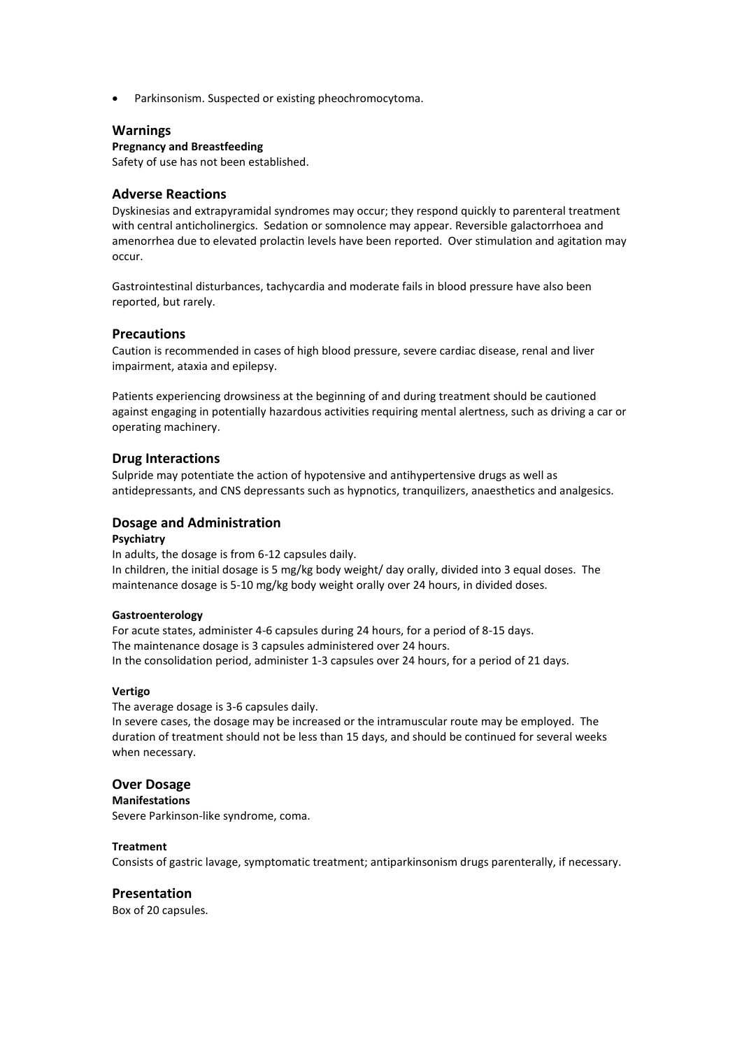- Parkinsonism. Suspected or existing pheochromocytoma.

## Warnings

**Pregnancy and Breastfeeding**

Safety of use has not been established.

## Adverse Reactions

Dyskinesias and extrapyramidal syndromes may occur; they respond quickly to parenteral treatment with central anticholinergics. Sedation or somnolence may appear. Reversible galactorrhoea and amenorrhea due to elevated prolactin levels have been reported. Over stimulation and agitation may occur.

Gastrointestinal disturbances, tachycardia and moderate fails in blood pressure have also been reported, but rarely.

## Precautions

Caution is recommended in cases of high blood pressure, severe cardiac disease, renal and liver impairment, ataxia and epilepsy.

Patients experiencing drowsiness at the beginning of and during treatment should be cautioned against engaging in potentially hazardous activities requiring mental alertness, such as driving a car or operating machinery.

## Drug Interactions

Sulpride may potentiate the action of hypotensive and antihypertensive drugs as well as antidepressants, and CNS depressants such as hypnotics, tranquilizers, anaesthetics and analgesics.

## Dosage and Administration

**Psychiatry**

In adults, the dosage is from 6-12 capsules daily.
In children, the initial dosage is 5 mg/kg body weight/ day orally, divided into 3 equal doses. The maintenance dosage is 5-10 mg/kg body weight orally over 24 hours, in divided doses.

**Gastroenterology**

For acute states, administer 4-6 capsules during 24 hours, for a period of 8-15 days.
The maintenance dosage is 3 capsules administered over 24 hours.
In the consolidation period, administer 1-3 capsules over 24 hours, for a period of 21 days.

**Vertigo**

The average dosage is 3-6 capsules daily.
In severe cases, the dosage may be increased or the intramuscular route may be employed. The duration of treatment should not be less than 15 days, and should be continued for several weeks when necessary.

## Over Dosage

**Manifestations**

Severe Parkinson-like syndrome, coma.

**Treatment**

Consists of gastric lavage, symptomatic treatment; antiparkinsonism drugs parenterally, if necessary.

## Presentation

Box of 20 capsules.